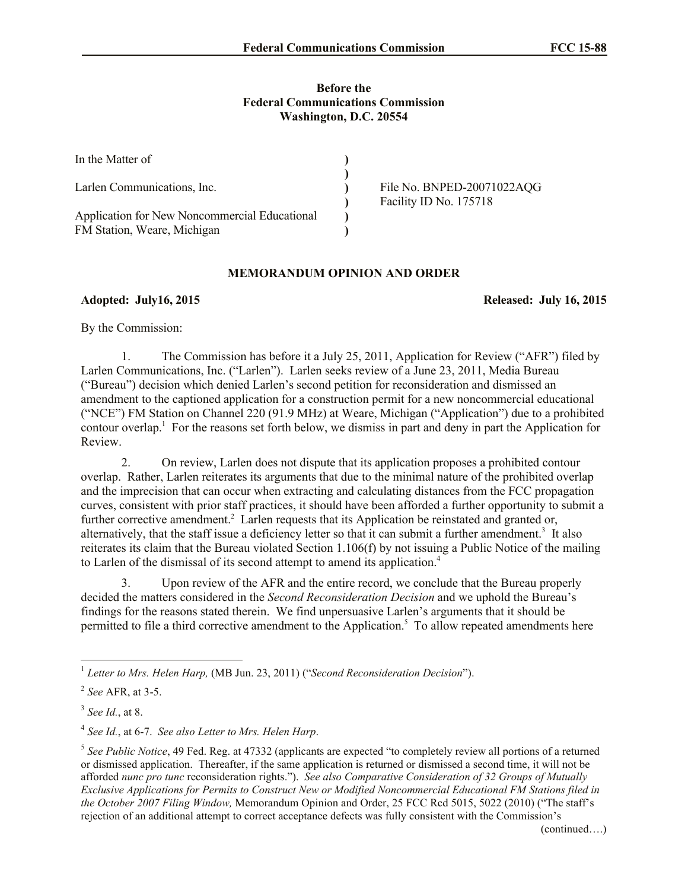**Before the**
**Federal Communications Commission**
**Washington, D.C. 20554**

| | | |
|---|---|---|
| In the Matter of | ) | |
| | ) | |
| Larlen Communications, Inc. | ) | File No. BNPED-20071022AQG |
| | ) | Facility ID No. 175718 |
| Application for New Noncommercial Educational | ) | |
| FM Station, Weare, Michigan | ) | |

**MEMORANDUM OPINION AND ORDER**

**Adopted: July16, 2015** **Released: July 16, 2015**

By the Commission:

1. The Commission has before it a July 25, 2011, Application for Review ("AFR") filed by Larlen Communications, Inc. ("Larlen"). Larlen seeks review of a June 23, 2011, Media Bureau ("Bureau") decision which denied Larlen's second petition for reconsideration and dismissed an amendment to the captioned application for a construction permit for a new noncommercial educational ("NCE") FM Station on Channel 220 (91.9 MHz) at Weare, Michigan ("Application") due to a prohibited contour overlap.[1] For the reasons set forth below, we dismiss in part and deny in part the Application for Review.

2. On review, Larlen does not dispute that its application proposes a prohibited contour overlap. Rather, Larlen reiterates its arguments that due to the minimal nature of the prohibited overlap and the imprecision that can occur when extracting and calculating distances from the FCC propagation curves, consistent with prior staff practices, it should have been afforded a further opportunity to submit a further corrective amendment.[2] Larlen requests that its Application be reinstated and granted or, alternatively, that the staff issue a deficiency letter so that it can submit a further amendment.[3] It also reiterates its claim that the Bureau violated Section 1.106(f) by not issuing a Public Notice of the mailing to Larlen of the dismissal of its second attempt to amend its application.[4]

3. Upon review of the AFR and the entire record, we conclude that the Bureau properly decided the matters considered in the *Second Reconsideration Decision* and we uphold the Bureau's findings for the reasons stated therein. We find unpersuasive Larlen's arguments that it should be permitted to file a third corrective amendment to the Application.[5] To allow repeated amendments here

---

[1] *Letter to Mrs. Helen Harp,* (MB Jun. 23, 2011) ("*Second Reconsideration Decision*").

[2] *See* AFR, at 3-5.

[3] *See Id.*, at 8.

[4] *See Id.*, at 6-7. *See also Letter to Mrs. Helen Harp*.

[5] *See Public Notice*, 49 Fed. Reg. at 47332 (applicants are expected "to completely review all portions of a returned or dismissed application. Thereafter, if the same application is returned or dismissed a second time, it will not be afforded *nunc pro tunc* reconsideration rights."). *See also Comparative Consideration of 32 Groups of Mutually Exclusive Applications for Permits to Construct New or Modified Noncommercial Educational FM Stations filed in the October 2007 Filing Window,* Memorandum Opinion and Order, 25 FCC Rcd 5015, 5022 (2010) ("The staff's rejection of an additional attempt to correct acceptance defects was fully consistent with the Commission's

(continued….)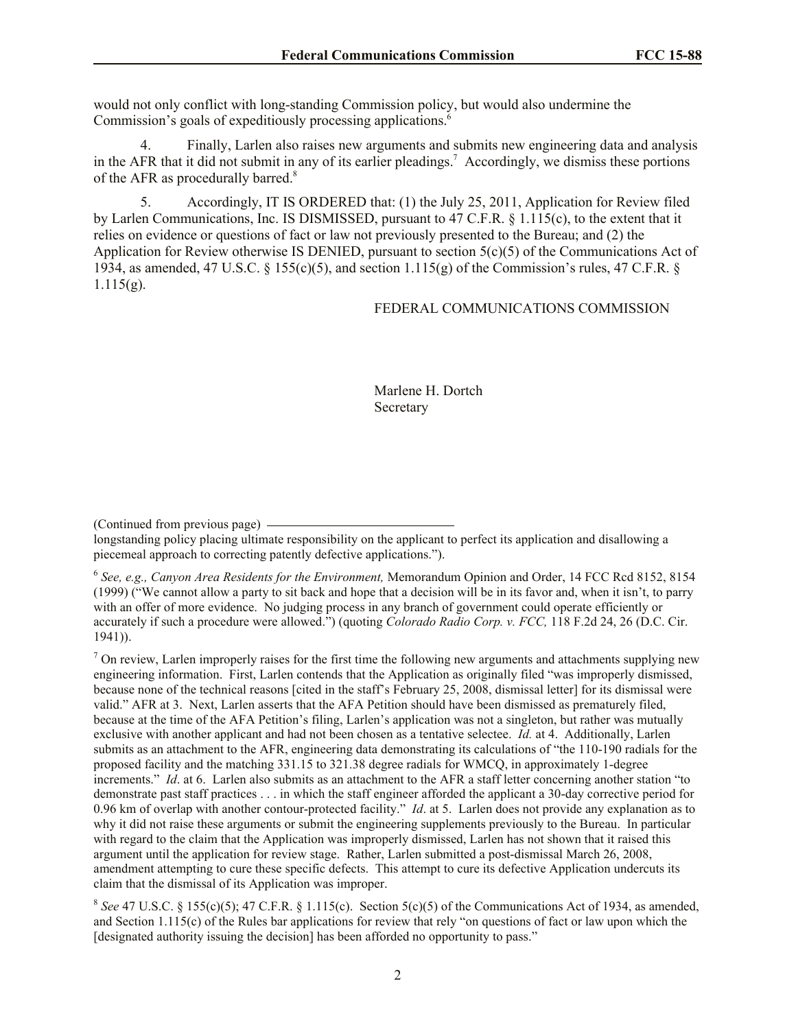would not only conflict with long-standing Commission policy, but would also undermine the Commission's goals of expeditiously processing applications.[6]

4. Finally, Larlen also raises new arguments and submits new engineering data and analysis in the AFR that it did not submit in any of its earlier pleadings.[7] Accordingly, we dismiss these portions of the AFR as procedurally barred.[8]

5. Accordingly, IT IS ORDERED that: (1) the July 25, 2011, Application for Review filed by Larlen Communications, Inc. IS DISMISSED, pursuant to 47 C.F.R. § 1.115(c), to the extent that it relies on evidence or questions of fact or law not previously presented to the Bureau; and (2) the Application for Review otherwise IS DENIED, pursuant to section 5(c)(5) of the Communications Act of 1934, as amended, 47 U.S.C. § 155(c)(5), and section 1.115(g) of the Commission's rules, 47 C.F.R. § 1.115(g).

FEDERAL COMMUNICATIONS COMMISSION

Marlene H. Dortch
Secretary

(Continued from previous page)
longstanding policy placing ultimate responsibility on the applicant to perfect its application and disallowing a piecemeal approach to correcting patently defective applications.").

[6] *See, e.g., Canyon Area Residents for the Environment,* Memorandum Opinion and Order, 14 FCC Rcd 8152, 8154 (1999) ("We cannot allow a party to sit back and hope that a decision will be in its favor and, when it isn't, to parry with an offer of more evidence. No judging process in any branch of government could operate efficiently or accurately if such a procedure were allowed.") (quoting *Colorado Radio Corp. v. FCC,* 118 F.2d 24, 26 (D.C. Cir. 1941)).

[7] On review, Larlen improperly raises for the first time the following new arguments and attachments supplying new engineering information. First, Larlen contends that the Application as originally filed "was improperly dismissed, because none of the technical reasons [cited in the staff's February 25, 2008, dismissal letter] for its dismissal were valid." AFR at 3. Next, Larlen asserts that the AFA Petition should have been dismissed as prematurely filed, because at the time of the AFA Petition's filing, Larlen's application was not a singleton, but rather was mutually exclusive with another applicant and had not been chosen as a tentative selectee. *Id.* at 4. Additionally, Larlen submits as an attachment to the AFR, engineering data demonstrating its calculations of "the 110-190 radials for the proposed facility and the matching 331.15 to 321.38 degree radials for WMCQ, in approximately 1-degree increments." *Id*. at 6. Larlen also submits as an attachment to the AFR a staff letter concerning another station "to demonstrate past staff practices . . . in which the staff engineer afforded the applicant a 30-day corrective period for 0.96 km of overlap with another contour-protected facility." *Id*. at 5. Larlen does not provide any explanation as to why it did not raise these arguments or submit the engineering supplements previously to the Bureau. In particular with regard to the claim that the Application was improperly dismissed, Larlen has not shown that it raised this argument until the application for review stage. Rather, Larlen submitted a post-dismissal March 26, 2008, amendment attempting to cure these specific defects. This attempt to cure its defective Application undercuts its claim that the dismissal of its Application was improper.

[8] *See* 47 U.S.C. § 155(c)(5); 47 C.F.R. § 1.115(c). Section 5(c)(5) of the Communications Act of 1934, as amended, and Section 1.115(c) of the Rules bar applications for review that rely "on questions of fact or law upon which the [designated authority issuing the decision] has been afforded no opportunity to pass."